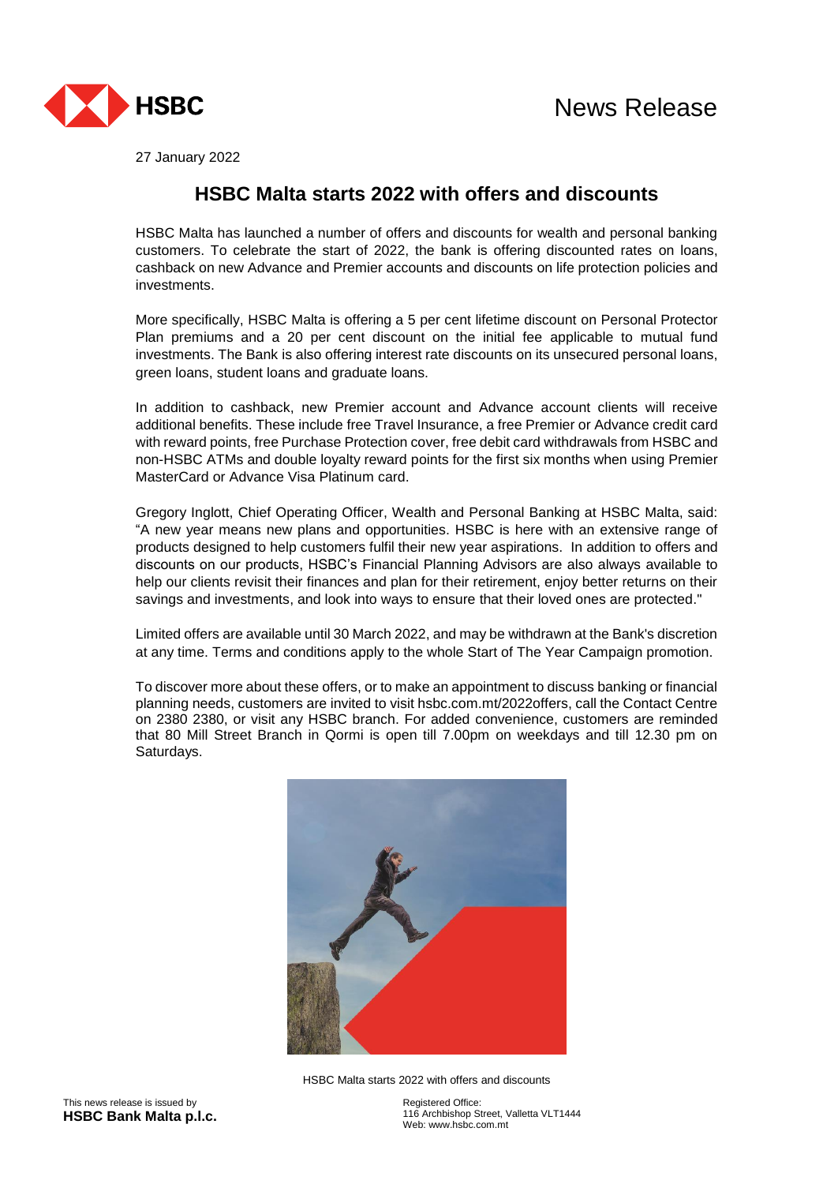News Release

27 January 2022

# HSBC Malta starts 2022 with offers and discounts

HSBC Malta has launched a number of offers and discounts for wealth and personal banking customers. To celebrate the start of 2022, the bank is offering discounted rates on loans, cashback on new Advance and Premier accounts and discounts on life protection policies and investments.

More specifically, HSBC Malta is offering a 5 per cent lifetime discount on Personal Protector Plan premiums and a 20 per cent discount on the initial fee applicable to mutual fund investments. The Bank is also offering interest rate discounts on its unsecured personal loans, green loans, student loans and graduate loans.

In addition to cashback, new Premier account and Advance account clients will receive additional benefits. These include free Travel Insurance, a free Premier or Advance credit card with reward points, free Purchase Protection cover, free debit card withdrawals from HSBC and non-HSBC ATMs and double loyalty reward points for the first six months when using Premier MasterCard or Advance Visa Platinum card.

Gregory Inglott, Chief Operating Officer, Wealth and Personal Banking at HSBC Malta, said: "A new year means new plans and opportunities. HSBC is here with an extensive range of products designed to help customers fulfil their new year aspirations. In addition to offers and discounts on our products, HSBC's Financial Planning Advisors are also always available to help our clients revisit their finances and plan for their retirement, enjoy better returns on their savings and investments, and look into ways to ensure that their loved ones are protected."

Limited offers are available until 30 March 2022, and may be withdrawn at the Bank's discretion at any time. Terms and conditions apply to the whole Start of The Year Campaign promotion.

To discover more about these offers, or to make an appointment to discuss banking or financial planning needs, customers are invited to visit hsbc.com.mt/2022offers, call the Contact Centre on 2380 2380, or visit any HSBC branch. For added convenience, customers are reminded that 80 Mill Street Branch in Qormi is open till 7.00pm on weekdays and till 12.30 pm on Saturdays.

HSBC Malta starts 2022 with offers and discounts

This news release is issued by
**HSBC Bank Malta p.l.c.**

Registered Office:
116 Archbishop Street, Valletta VLT1444
Web: www.hsbc.com.mt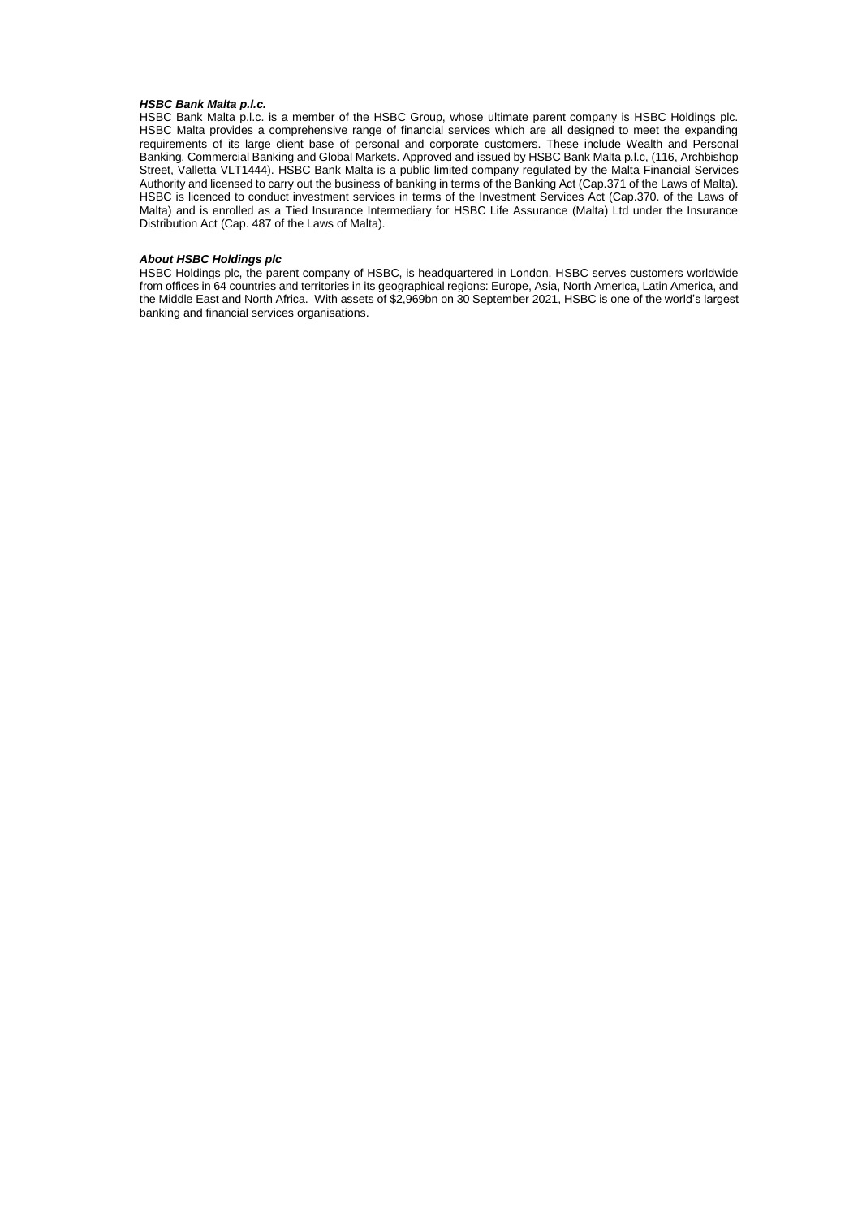***HSBC Bank Malta p.l.c.***

HSBC Bank Malta p.l.c. is a member of the HSBC Group, whose ultimate parent company is HSBC Holdings plc. HSBC Malta provides a comprehensive range of financial services which are all designed to meet the expanding requirements of its large client base of personal and corporate customers. These include Wealth and Personal Banking, Commercial Banking and Global Markets. Approved and issued by HSBC Bank Malta p.l.c, (116, Archbishop Street, Valletta VLT1444). HSBC Bank Malta is a public limited company regulated by the Malta Financial Services Authority and licensed to carry out the business of banking in terms of the Banking Act (Cap.371 of the Laws of Malta). HSBC is licenced to conduct investment services in terms of the Investment Services Act (Cap.370. of the Laws of Malta) and is enrolled as a Tied Insurance Intermediary for HSBC Life Assurance (Malta) Ltd under the Insurance Distribution Act (Cap. 487 of the Laws of Malta).

***About HSBC Holdings plc***

HSBC Holdings plc, the parent company of HSBC, is headquartered in London. HSBC serves customers worldwide from offices in 64 countries and territories in its geographical regions: Europe, Asia, North America, Latin America, and the Middle East and North Africa. With assets of $2,969bn on 30 September 2021, HSBC is one of the world's largest banking and financial services organisations.